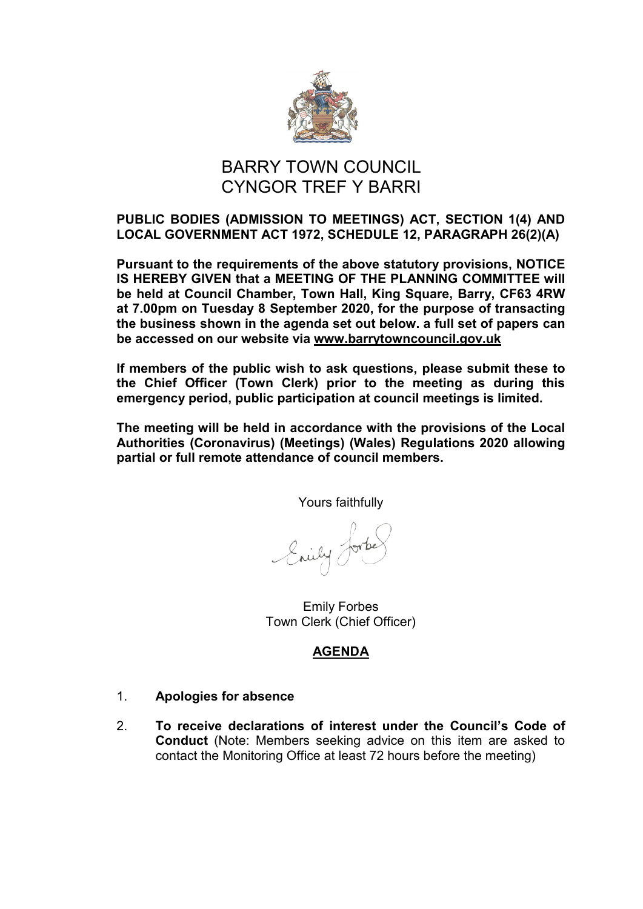# BARRY TOWN COUNCIL
# CYNGOR TREF Y BARRI

**PUBLIC BODIES (ADMISSION TO MEETINGS) ACT, SECTION 1(4) AND LOCAL GOVERNMENT ACT 1972, SCHEDULE 12, PARAGRAPH 26(2)(A)**

**Pursuant to the requirements of the above statutory provisions, NOTICE IS HEREBY GIVEN that a MEETING OF THE PLANNING COMMITTEE will be held at Council Chamber, Town Hall, King Square, Barry, CF63 4RW at 7.00pm on Tuesday 8 September 2020, for the purpose of transacting the business shown in the agenda set out below. a full set of papers can be accessed on our website via www.barrytowncouncil.gov.uk**

**If members of the public wish to ask questions, please submit these to the Chief Officer (Town Clerk) prior to the meeting as during this emergency period, public participation at council meetings is limited.**

**The meeting will be held in accordance with the provisions of the Local Authorities (Coronavirus) (Meetings) (Wales) Regulations 2020 allowing partial or full remote attendance of council members.**

Yours faithfully

Emily Forbes
Town Clerk (Chief Officer)

## AGENDA

1. **Apologies for absence**
2. **To receive declarations of interest under the Council's Code of Conduct** (Note: Members seeking advice on this item are asked to contact the Monitoring Office at least 72 hours before the meeting)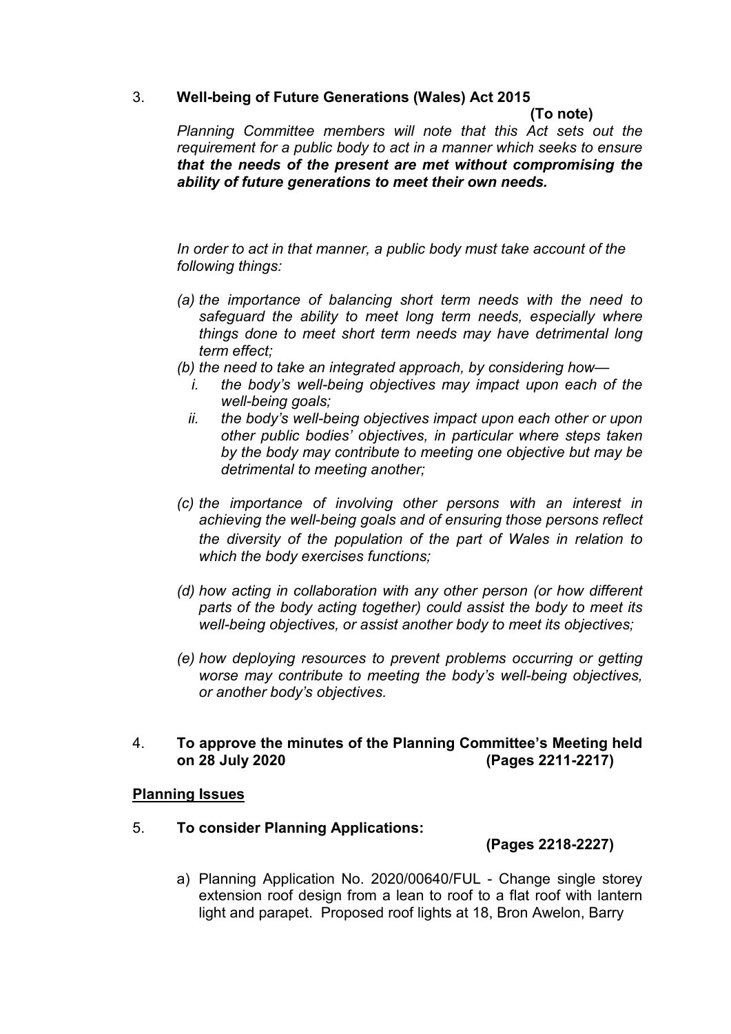3. **Well-being of Future Generations (Wales) Act 2015**

**(To note)**

*Planning Committee members will note that this Act sets out the requirement for a public body to act in a manner which seeks to ensure* ***that the needs of the present are met without compromising the ability of future generations to meet their own needs.***

*In order to act in that manner, a public body must take account of the following things:*

*(a) the importance of balancing short term needs with the need to safeguard the ability to meet long term needs, especially where things done to meet short term needs may have detrimental long term effect;*

*(b) the need to take an integrated approach, by considering how—*

*i. the body's well-being objectives may impact upon each of the well-being goals;*

*ii. the body's well-being objectives impact upon each other or upon other public bodies' objectives, in particular where steps taken by the body may contribute to meeting one objective but may be detrimental to meeting another;*

*(c) the importance of involving other persons with an interest in achieving the well-being goals and of ensuring those persons reflect the diversity of the population of the part of Wales in relation to which the body exercises functions;*

*(d) how acting in collaboration with any other person (or how different parts of the body acting together) could assist the body to meet its well-being objectives, or assist another body to meet its objectives;*

*(e) how deploying resources to prevent problems occurring or getting worse may contribute to meeting the body's well-being objectives, or another body's objectives.*

4. **To approve the minutes of the Planning Committee's Meeting held on 28 July 2020 (Pages 2211-2217)**

**Planning Issues**

5. **To consider Planning Applications: (Pages 2218-2227)**

a) Planning Application No. 2020/00640/FUL - Change single storey extension roof design from a lean to roof to a flat roof with lantern light and parapet. Proposed roof lights at 18, Bron Awelon, Barry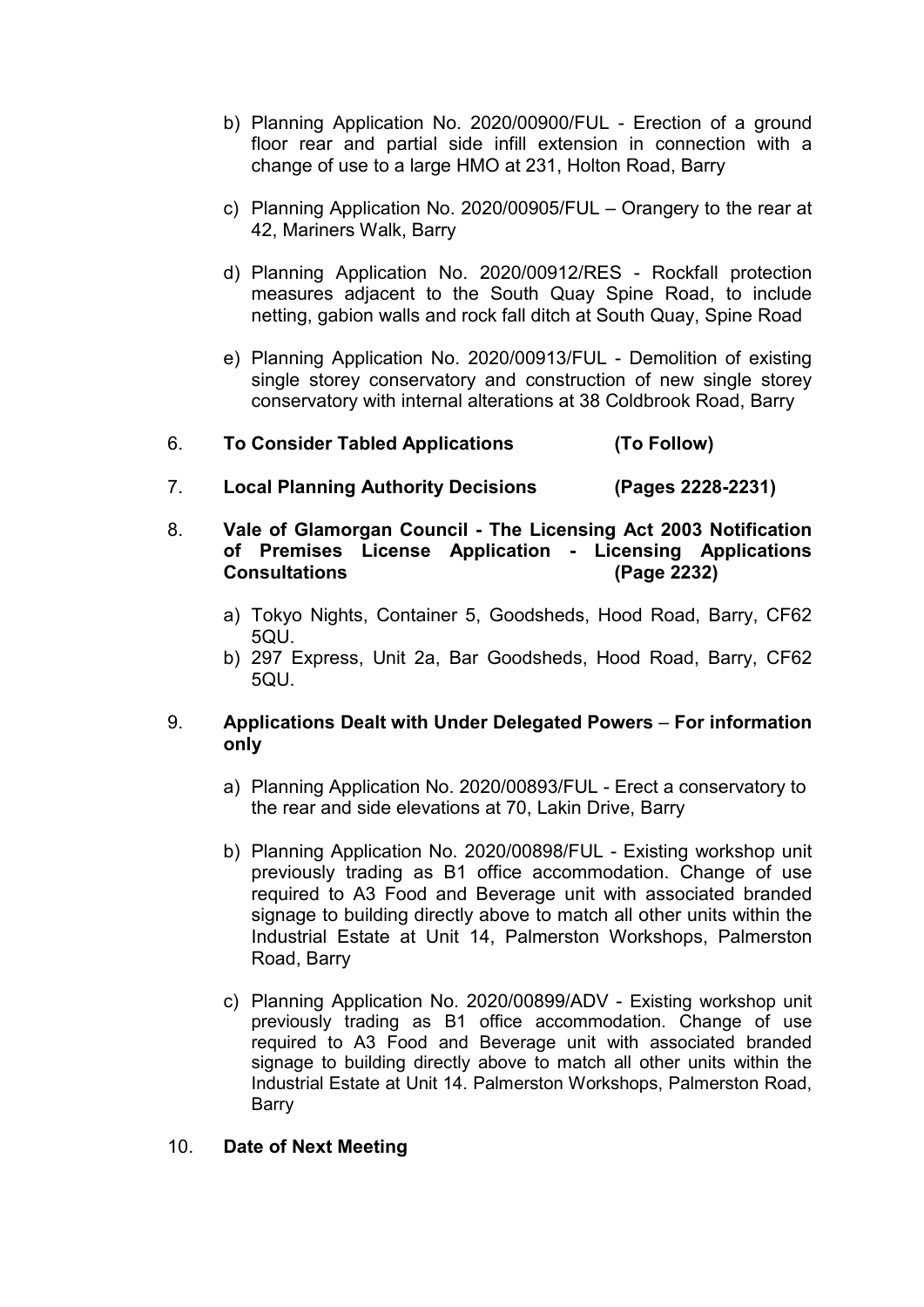b) Planning Application No. 2020/00900/FUL - Erection of a ground floor rear and partial side infill extension in connection with a change of use to a large HMO at 231, Holton Road, Barry

c) Planning Application No. 2020/00905/FUL – Orangery to the rear at 42, Mariners Walk, Barry

d) Planning Application No. 2020/00912/RES - Rockfall protection measures adjacent to the South Quay Spine Road, to include netting, gabion walls and rock fall ditch at South Quay, Spine Road

e) Planning Application No. 2020/00913/FUL - Demolition of existing single storey conservatory and construction of new single storey conservatory with internal alterations at 38 Coldbrook Road, Barry

6. **To Consider Tabled Applications (To Follow)**

7. **Local Planning Authority Decisions (Pages 2228-2231)**

8. **Vale of Glamorgan Council - The Licensing Act 2003 Notification of Premises License Application - Licensing Applications Consultations (Page 2232)**

   a) Tokyo Nights, Container 5, Goodsheds, Hood Road, Barry, CF62 5QU.
   b) 297 Express, Unit 2a, Bar Goodsheds, Hood Road, Barry, CF62 5QU.

9. **Applications Dealt with Under Delegated Powers – For information only**

   a) Planning Application No. 2020/00893/FUL - Erect a conservatory to the rear and side elevations at 70, Lakin Drive, Barry

   b) Planning Application No. 2020/00898/FUL - Existing workshop unit previously trading as B1 office accommodation. Change of use required to A3 Food and Beverage unit with associated branded signage to building directly above to match all other units within the Industrial Estate at Unit 14, Palmerston Workshops, Palmerston Road, Barry

   c) Planning Application No. 2020/00899/ADV - Existing workshop unit previously trading as B1 office accommodation. Change of use required to A3 Food and Beverage unit with associated branded signage to building directly above to match all other units within the Industrial Estate at Unit 14. Palmerston Workshops, Palmerston Road, Barry

10. **Date of Next Meeting**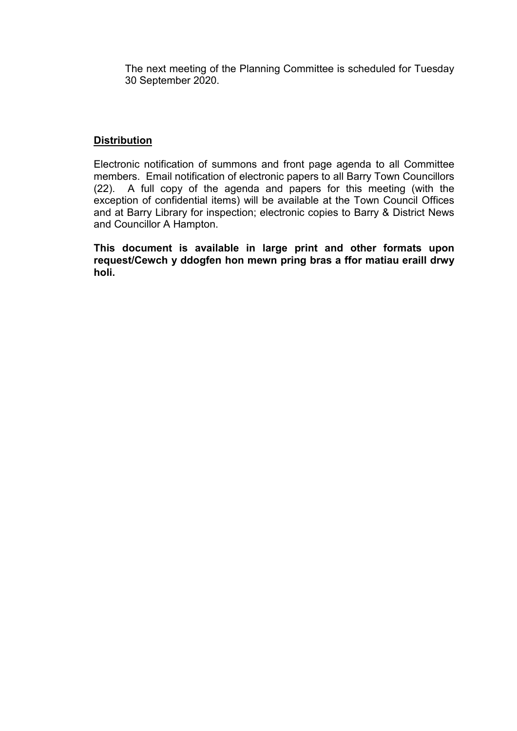The next meeting of the Planning Committee is scheduled for Tuesday 30 September 2020.

## Distribution

Electronic notification of summons and front page agenda to all Committee members. Email notification of electronic papers to all Barry Town Councillors (22). A full copy of the agenda and papers for this meeting (with the exception of confidential items) will be available at the Town Council Offices and at Barry Library for inspection; electronic copies to Barry & District News and Councillor A Hampton.

**This document is available in large print and other formats upon request/Cewch y ddogfen hon mewn pring bras a ffor matiau eraill drwy holi.**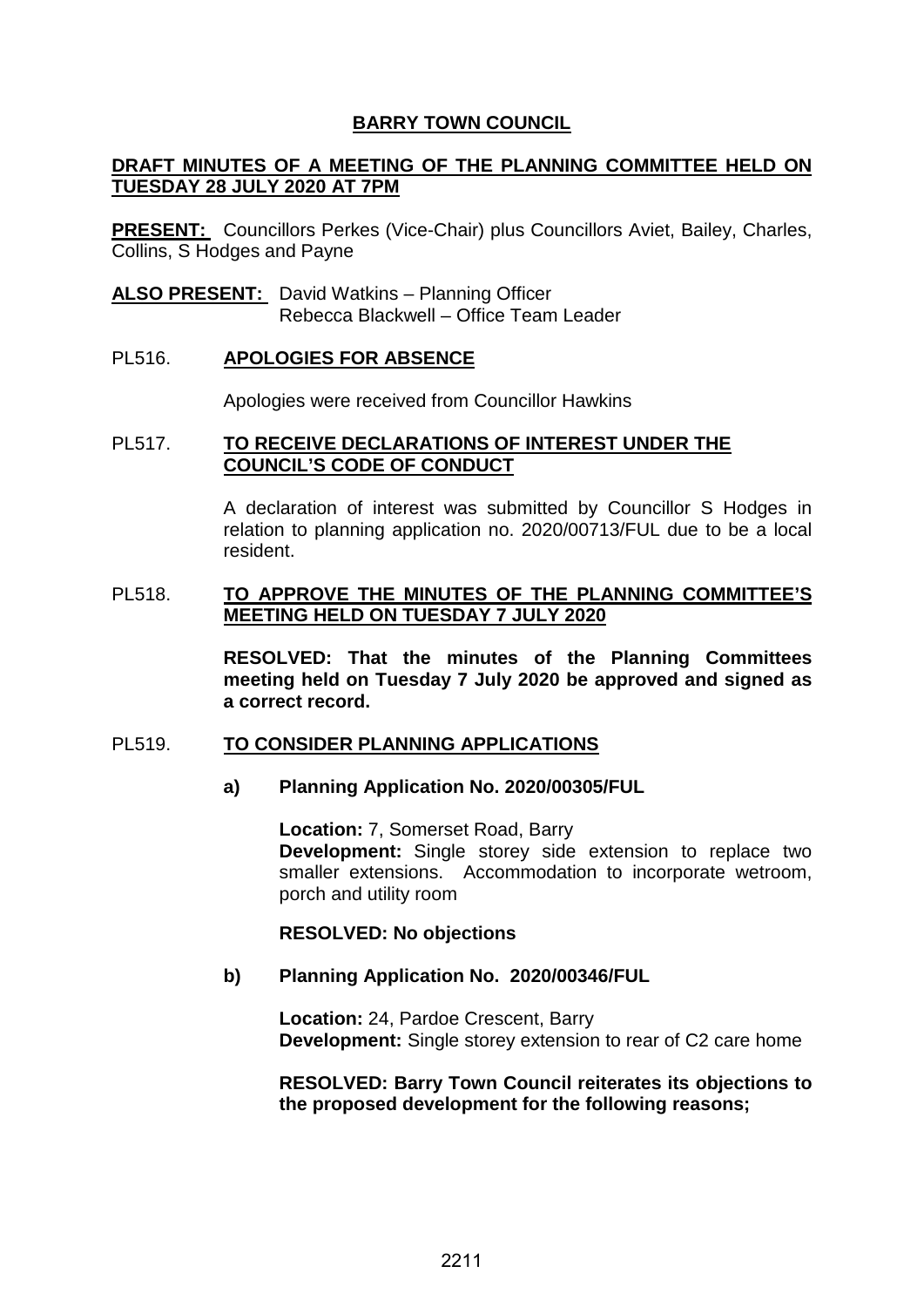**BARRY TOWN COUNCIL**

**DRAFT MINUTES OF A MEETING OF THE PLANNING COMMITTEE HELD ON TUESDAY 28 JULY 2020 AT 7PM**

**PRESENT:** Councillors Perkes (Vice-Chair) plus Councillors Aviet, Bailey, Charles, Collins, S Hodges and Payne

**ALSO PRESENT:** David Watkins – Planning Officer
Rebecca Blackwell – Office Team Leader

PL516. **APOLOGIES FOR ABSENCE**

Apologies were received from Councillor Hawkins

PL517. **TO RECEIVE DECLARATIONS OF INTEREST UNDER THE COUNCIL'S CODE OF CONDUCT**

A declaration of interest was submitted by Councillor S Hodges in relation to planning application no. 2020/00713/FUL due to be a local resident.

PL518. **TO APPROVE THE MINUTES OF THE PLANNING COMMITTEE'S MEETING HELD ON TUESDAY 7 JULY 2020**

**RESOLVED: That the minutes of the Planning Committees meeting held on Tuesday 7 July 2020 be approved and signed as a correct record.**

PL519. **TO CONSIDER PLANNING APPLICATIONS**

**a) Planning Application No. 2020/00305/FUL**

**Location:** 7, Somerset Road, Barry
**Development:** Single storey side extension to replace two smaller extensions. Accommodation to incorporate wetroom, porch and utility room

**RESOLVED: No objections**

**b) Planning Application No. 2020/00346/FUL**

**Location:** 24, Pardoe Crescent, Barry
**Development:** Single storey extension to rear of C2 care home

**RESOLVED: Barry Town Council reiterates its objections to the proposed development for the following reasons;**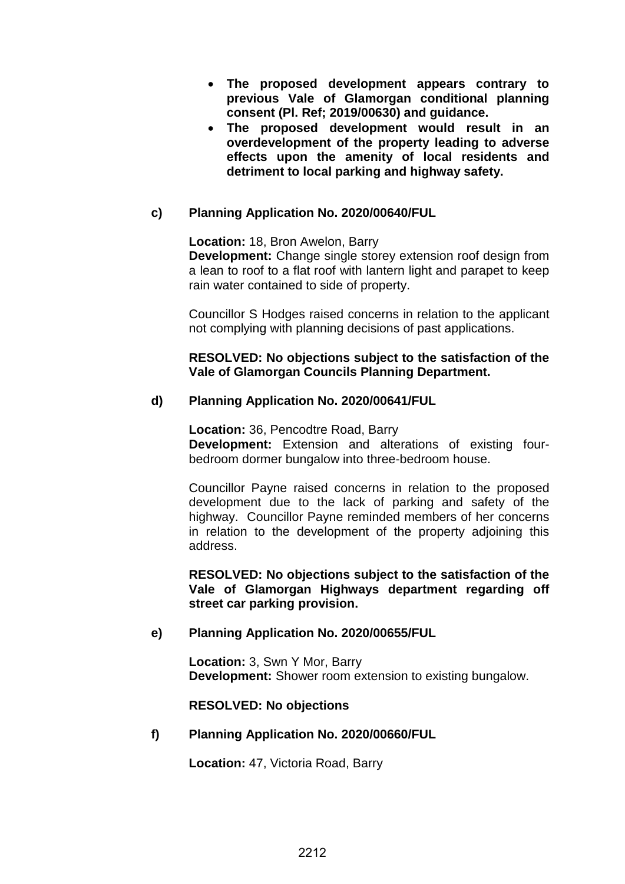- **The proposed development appears contrary to previous Vale of Glamorgan conditional planning consent (Pl. Ref; 2019/00630) and guidance.**
- **The proposed development would result in an overdevelopment of the property leading to adverse effects upon the amenity of local residents and detriment to local parking and highway safety.**

**c) Planning Application No. 2020/00640/FUL**

**Location:** 18, Bron Awelon, Barry
**Development:** Change single storey extension roof design from a lean to roof to a flat roof with lantern light and parapet to keep rain water contained to side of property.

Councillor S Hodges raised concerns in relation to the applicant not complying with planning decisions of past applications.

**RESOLVED: No objections subject to the satisfaction of the Vale of Glamorgan Councils Planning Department.**

**d) Planning Application No. 2020/00641/FUL**

**Location:** 36, Pencodtre Road, Barry
**Development:** Extension and alterations of existing four-bedroom dormer bungalow into three-bedroom house.

Councillor Payne raised concerns in relation to the proposed development due to the lack of parking and safety of the highway. Councillor Payne reminded members of her concerns in relation to the development of the property adjoining this address.

**RESOLVED: No objections subject to the satisfaction of the Vale of Glamorgan Highways department regarding off street car parking provision.**

**e) Planning Application No. 2020/00655/FUL**

**Location:** 3, Swn Y Mor, Barry
**Development:** Shower room extension to existing bungalow.

**RESOLVED: No objections**

**f) Planning Application No. 2020/00660/FUL**

**Location:** 47, Victoria Road, Barry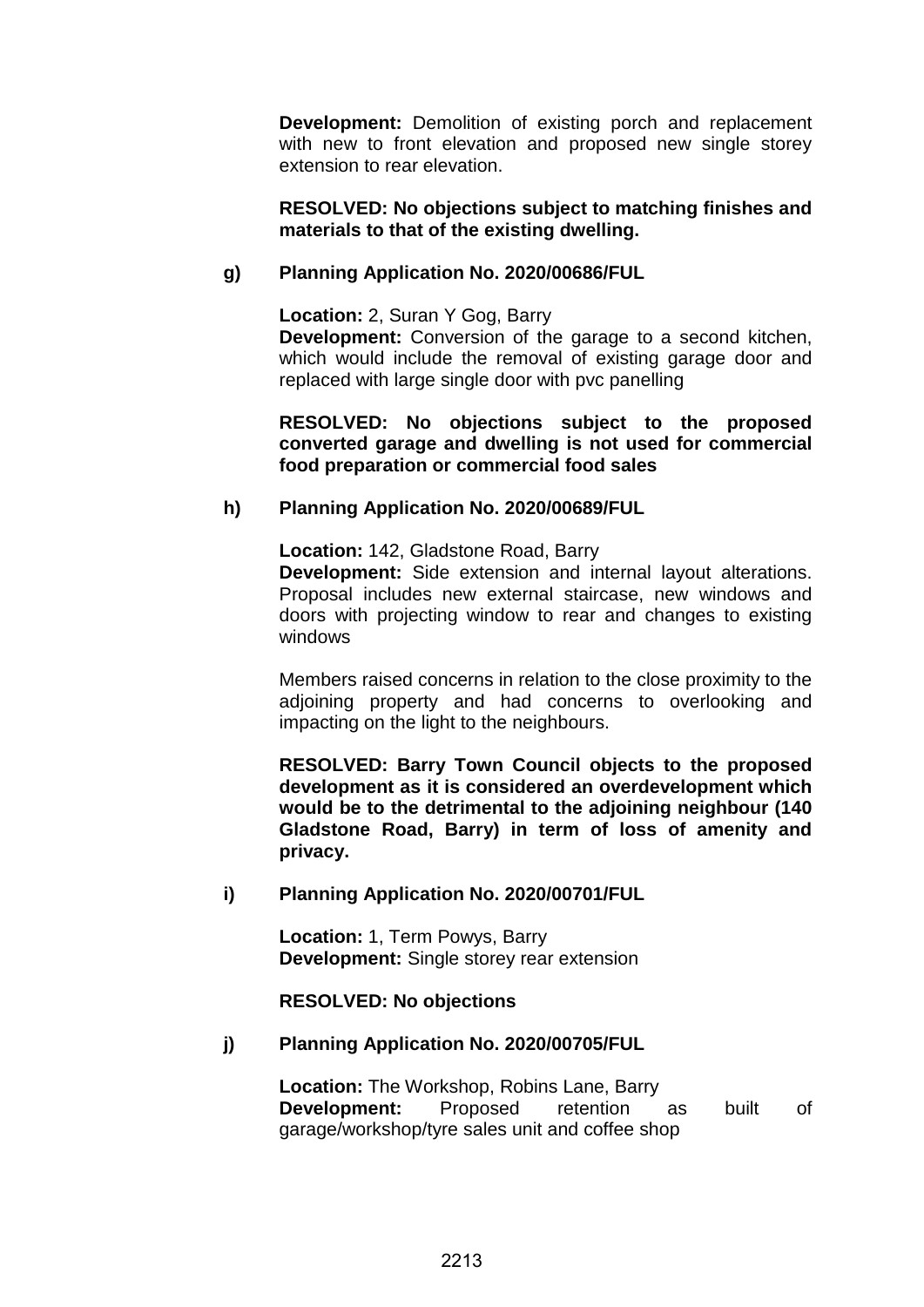**Development:** Demolition of existing porch and replacement with new to front elevation and proposed new single storey extension to rear elevation.

**RESOLVED: No objections subject to matching finishes and materials to that of the existing dwelling.**

**g) Planning Application No. 2020/00686/FUL**

**Location:** 2, Suran Y Gog, Barry
**Development:** Conversion of the garage to a second kitchen, which would include the removal of existing garage door and replaced with large single door with pvc panelling

**RESOLVED: No objections subject to the proposed converted garage and dwelling is not used for commercial food preparation or commercial food sales**

**h) Planning Application No. 2020/00689/FUL**

**Location:** 142, Gladstone Road, Barry
**Development:** Side extension and internal layout alterations. Proposal includes new external staircase, new windows and doors with projecting window to rear and changes to existing windows

Members raised concerns in relation to the close proximity to the adjoining property and had concerns to overlooking and impacting on the light to the neighbours.

**RESOLVED: Barry Town Council objects to the proposed development as it is considered an overdevelopment which would be to the detrimental to the adjoining neighbour (140 Gladstone Road, Barry) in term of loss of amenity and privacy.**

**i) Planning Application No. 2020/00701/FUL**

**Location:** 1, Term Powys, Barry
**Development:** Single storey rear extension

**RESOLVED: No objections**

**j) Planning Application No. 2020/00705/FUL**

**Location:** The Workshop, Robins Lane, Barry
**Development:** Proposed retention as built of garage/workshop/tyre sales unit and coffee shop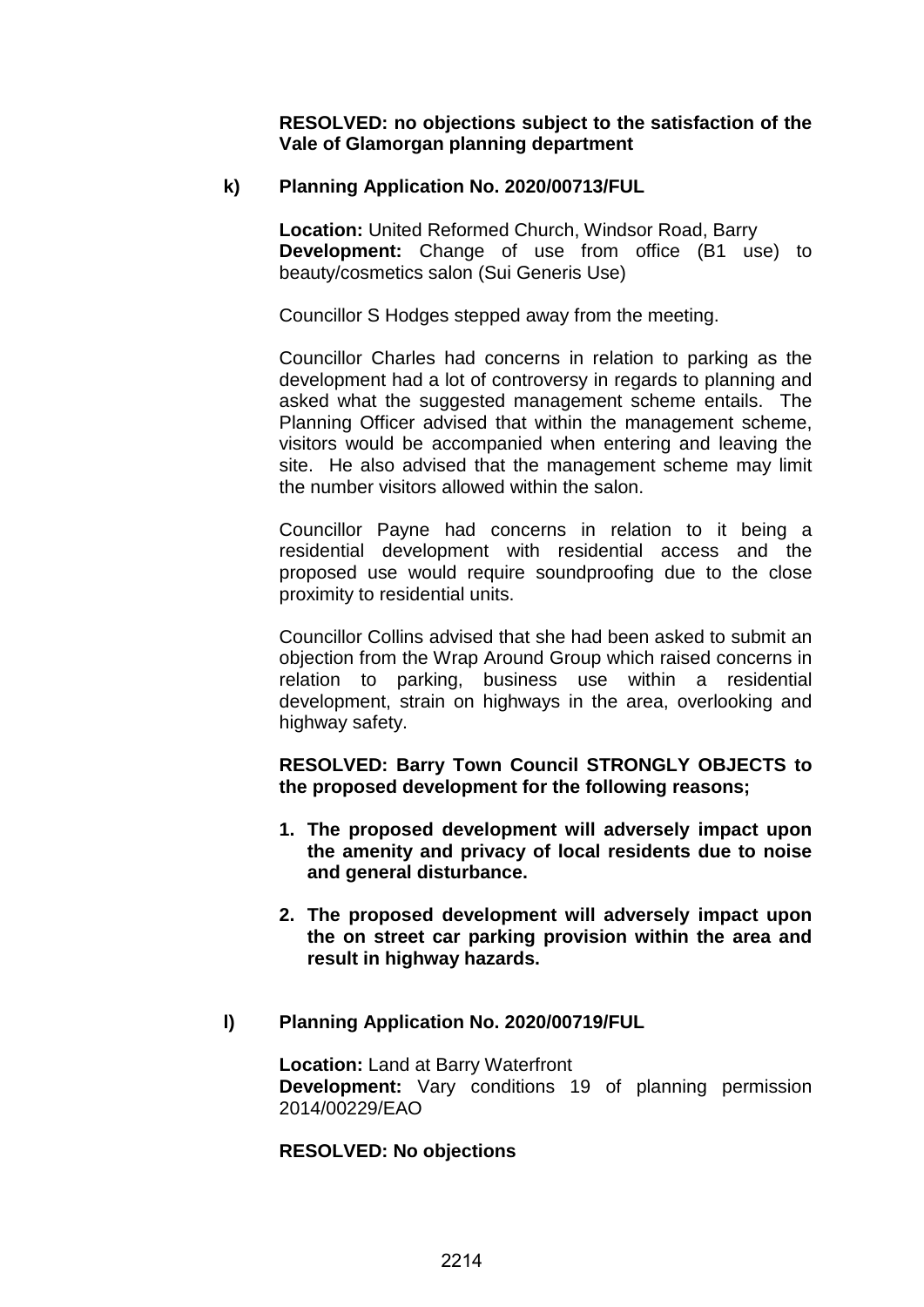**RESOLVED: no objections subject to the satisfaction of the Vale of Glamorgan planning department**

**k) Planning Application No. 2020/00713/FUL**

**Location:** United Reformed Church, Windsor Road, Barry
**Development:** Change of use from office (B1 use) to beauty/cosmetics salon (Sui Generis Use)

Councillor S Hodges stepped away from the meeting.

Councillor Charles had concerns in relation to parking as the development had a lot of controversy in regards to planning and asked what the suggested management scheme entails. The Planning Officer advised that within the management scheme, visitors would be accompanied when entering and leaving the site. He also advised that the management scheme may limit the number visitors allowed within the salon.

Councillor Payne had concerns in relation to it being a residential development with residential access and the proposed use would require soundproofing due to the close proximity to residential units.

Councillor Collins advised that she had been asked to submit an objection from the Wrap Around Group which raised concerns in relation to parking, business use within a residential development, strain on highways in the area, overlooking and highway safety.

**RESOLVED: Barry Town Council STRONGLY OBJECTS to the proposed development for the following reasons;**

1. **The proposed development will adversely impact upon the amenity and privacy of local residents due to noise and general disturbance.**

2. **The proposed development will adversely impact upon the on street car parking provision within the area and result in highway hazards.**

**l) Planning Application No. 2020/00719/FUL**

**Location:** Land at Barry Waterfront
**Development:** Vary conditions 19 of planning permission 2014/00229/EAO

**RESOLVED: No objections**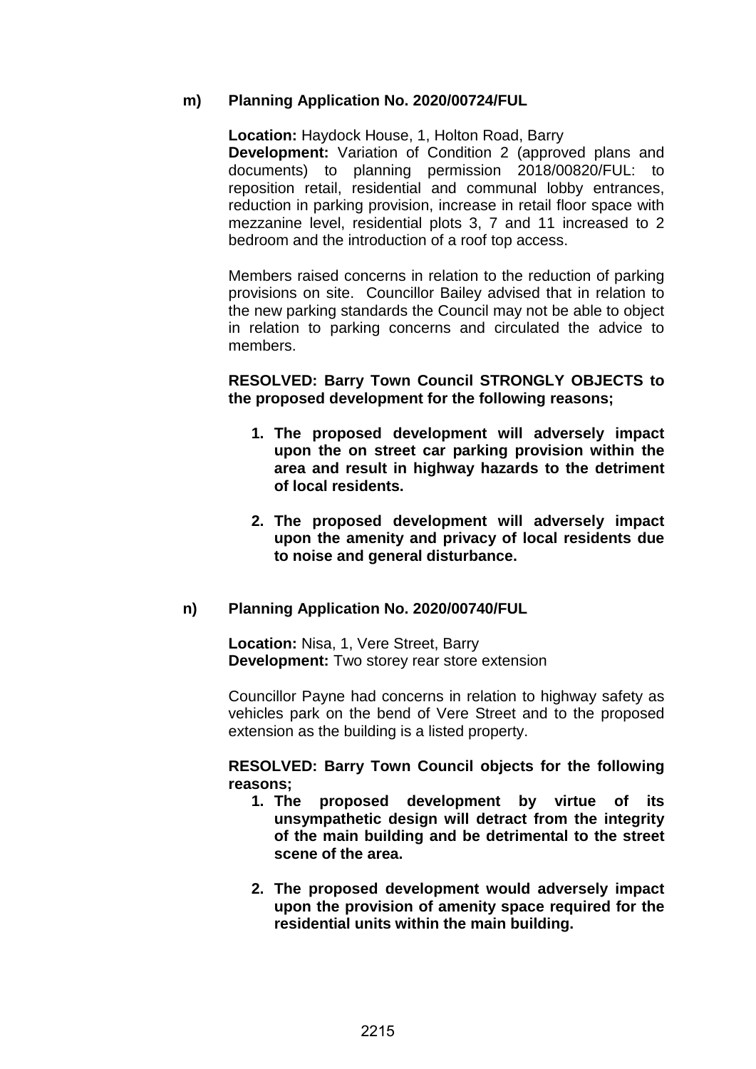**m) Planning Application No. 2020/00724/FUL**

**Location:** Haydock House, 1, Holton Road, Barry
**Development:** Variation of Condition 2 (approved plans and documents) to planning permission 2018/00820/FUL: to reposition retail, residential and communal lobby entrances, reduction in parking provision, increase in retail floor space with mezzanine level, residential plots 3, 7 and 11 increased to 2 bedroom and the introduction of a roof top access.

Members raised concerns in relation to the reduction of parking provisions on site. Councillor Bailey advised that in relation to the new parking standards the Council may not be able to object in relation to parking concerns and circulated the advice to members.

**RESOLVED: Barry Town Council STRONGLY OBJECTS to the proposed development for the following reasons;**

1. **The proposed development will adversely impact upon the on street car parking provision within the area and result in highway hazards to the detriment of local residents.**

2. **The proposed development will adversely impact upon the amenity and privacy of local residents due to noise and general disturbance.**

**n) Planning Application No. 2020/00740/FUL**

**Location:** Nisa, 1, Vere Street, Barry
**Development:** Two storey rear store extension

Councillor Payne had concerns in relation to highway safety as vehicles park on the bend of Vere Street and to the proposed extension as the building is a listed property.

**RESOLVED: Barry Town Council objects for the following reasons;**

1. **The proposed development by virtue of its unsympathetic design will detract from the integrity of the main building and be detrimental to the street scene of the area.**

2. **The proposed development would adversely impact upon the provision of amenity space required for the residential units within the main building.**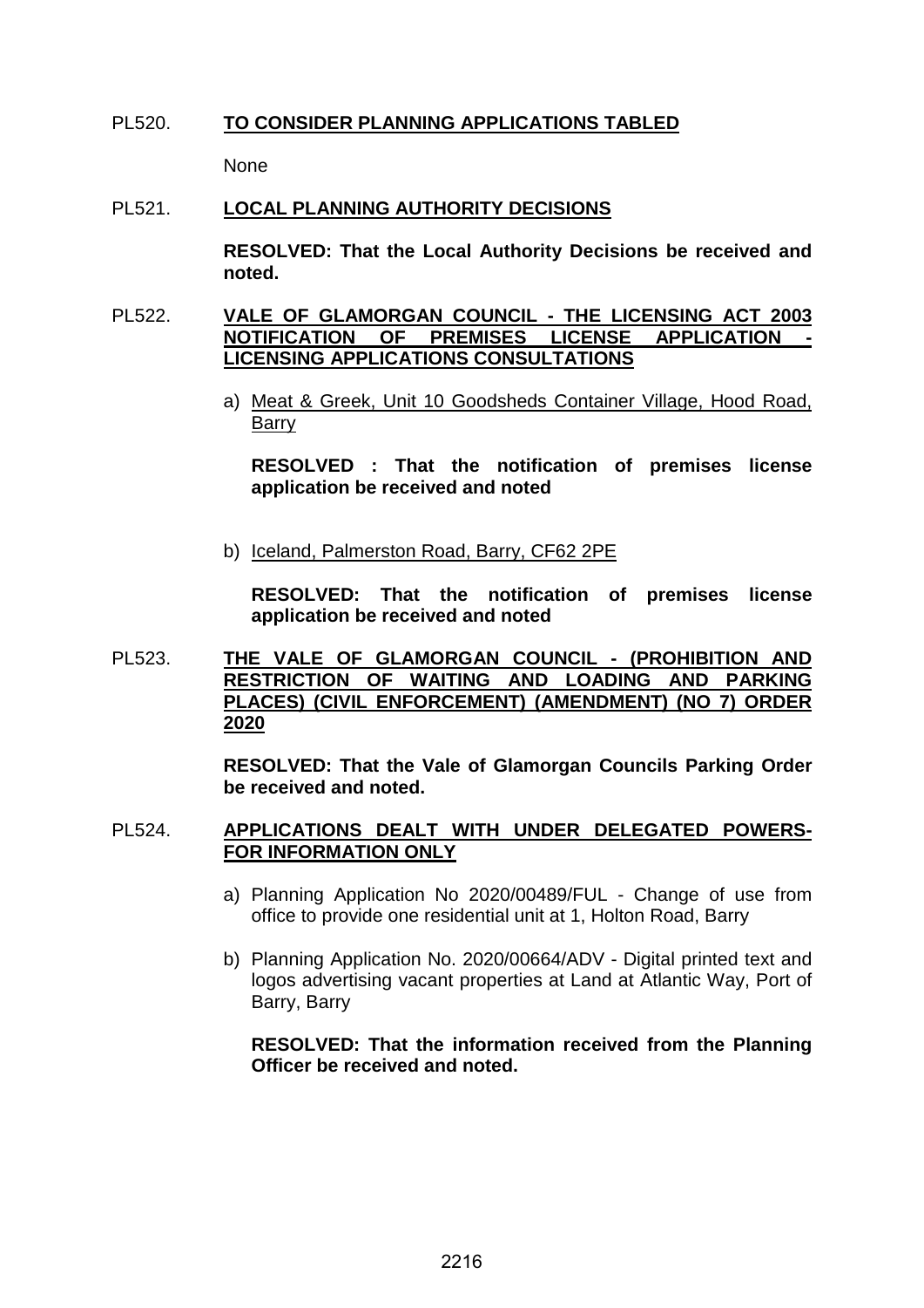PL520. **TO CONSIDER PLANNING APPLICATIONS TABLED**

None

PL521. **LOCAL PLANNING AUTHORITY DECISIONS**

**RESOLVED: That the Local Authority Decisions be received and noted.**

PL522. **VALE OF GLAMORGAN COUNCIL - THE LICENSING ACT 2003 NOTIFICATION OF PREMISES LICENSE APPLICATION - LICENSING APPLICATIONS CONSULTATIONS**

a) Meat & Greek, Unit 10 Goodsheds Container Village, Hood Road, Barry

**RESOLVED : That the notification of premises license application be received and noted**

b) Iceland, Palmerston Road, Barry, CF62 2PE

**RESOLVED: That the notification of premises license application be received and noted**

PL523. **THE VALE OF GLAMORGAN COUNCIL - (PROHIBITION AND RESTRICTION OF WAITING AND LOADING AND PARKING PLACES) (CIVIL ENFORCEMENT) (AMENDMENT) (NO 7) ORDER 2020**

**RESOLVED: That the Vale of Glamorgan Councils Parking Order be received and noted.**

PL524. **APPLICATIONS DEALT WITH UNDER DELEGATED POWERS-FOR INFORMATION ONLY**

a) Planning Application No 2020/00489/FUL - Change of use from office to provide one residential unit at 1, Holton Road, Barry

b) Planning Application No. 2020/00664/ADV - Digital printed text and logos advertising vacant properties at Land at Atlantic Way, Port of Barry, Barry

**RESOLVED: That the information received from the Planning Officer be received and noted.**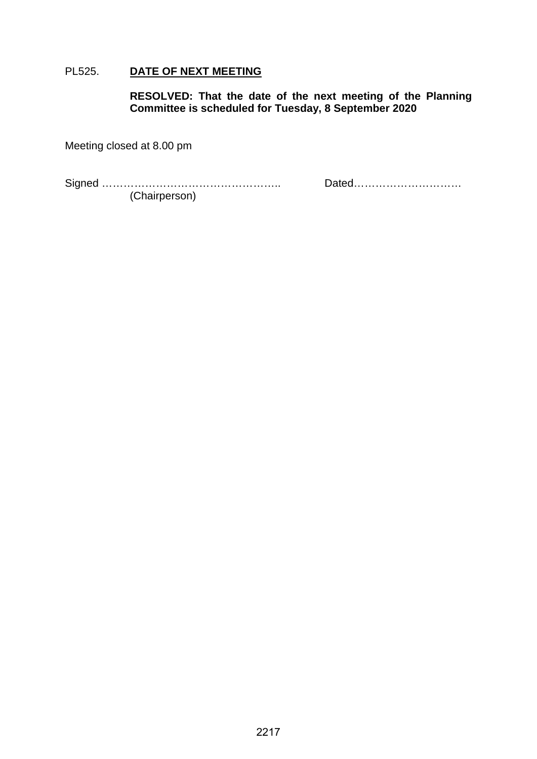PL525. **<u>DATE OF NEXT MEETING</u>**

**RESOLVED: That the date of the next meeting of the Planning Committee is scheduled for Tuesday, 8 September 2020**

Meeting closed at 8.00 pm

Signed …………………………………………..    Dated…………………………
(Chairperson)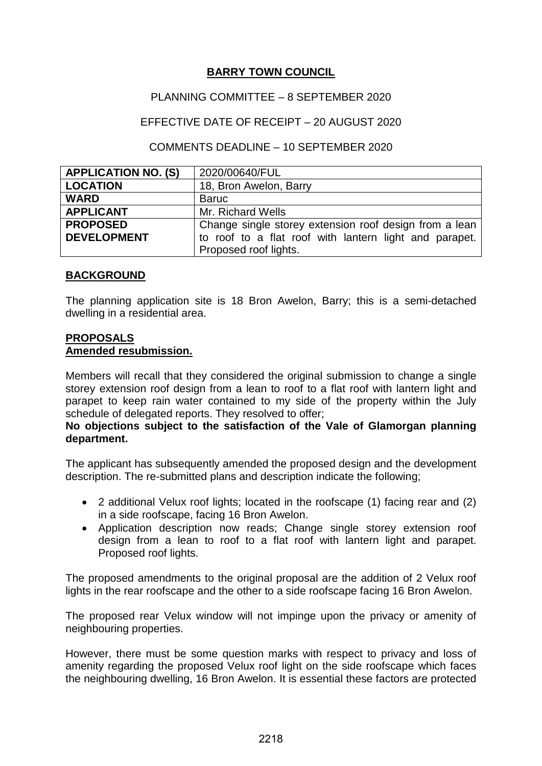# **BARRY TOWN COUNCIL**

PLANNING COMMITTEE – 8 SEPTEMBER 2020

EFFECTIVE DATE OF RECEIPT – 20 AUGUST 2020

COMMENTS DEADLINE – 10 SEPTEMBER 2020

| **APPLICATION NO. (S)** | 2020/00640/FUL |
|---|---|
| **LOCATION** | 18, Bron Awelon, Barry |
| **WARD** | Baruc |
| **APPLICANT** | Mr. Richard Wells |
| **PROPOSED DEVELOPMENT** | Change single storey extension roof design from a lean to roof to a flat roof with lantern light and parapet. Proposed roof lights. |

## **BACKGROUND**

The planning application site is 18 Bron Awelon, Barry; this is a semi-detached dwelling in a residential area.

## **PROPOSALS**

**Amended resubmission.**

Members will recall that they considered the original submission to change a single storey extension roof design from a lean to roof to a flat roof with lantern light and parapet to keep rain water contained to my side of the property within the July schedule of delegated reports. They resolved to offer;

**No objections subject to the satisfaction of the Vale of Glamorgan planning department.**

The applicant has subsequently amended the proposed design and the development description. The re-submitted plans and description indicate the following;

- 2 additional Velux roof lights; located in the roofscape (1) facing rear and (2) in a side roofscape, facing 16 Bron Awelon.
- Application description now reads; Change single storey extension roof design from a lean to roof to a flat roof with lantern light and parapet. Proposed roof lights.

The proposed amendments to the original proposal are the addition of 2 Velux roof lights in the rear roofscape and the other to a side roofscape facing 16 Bron Awelon.

The proposed rear Velux window will not impinge upon the privacy or amenity of neighbouring properties.

However, there must be some question marks with respect to privacy and loss of amenity regarding the proposed Velux roof light on the side roofscape which faces the neighbouring dwelling, 16 Bron Awelon. It is essential these factors are protected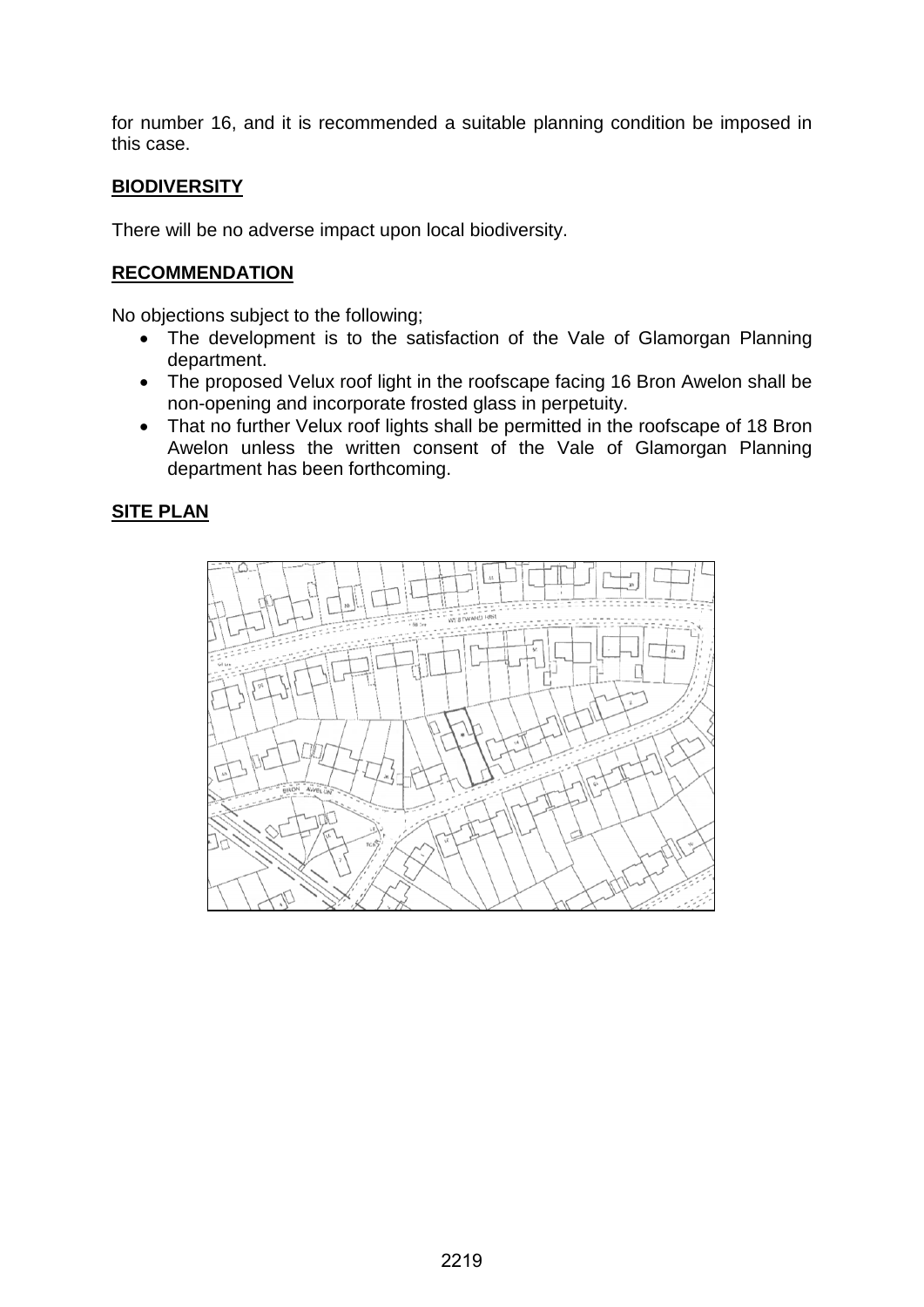for number 16, and it is recommended a suitable planning condition be imposed in this case.

**BIODIVERSITY**

There will be no adverse impact upon local biodiversity.

**RECOMMENDATION**

No objections subject to the following;

- The development is to the satisfaction of the Vale of Glamorgan Planning department.
- The proposed Velux roof light in the roofscape facing 16 Bron Awelon shall be non-opening and incorporate frosted glass in perpetuity.
- That no further Velux roof lights shall be permitted in the roofscape of 18 Bron Awelon unless the written consent of the Vale of Glamorgan Planning department has been forthcoming.

**SITE PLAN**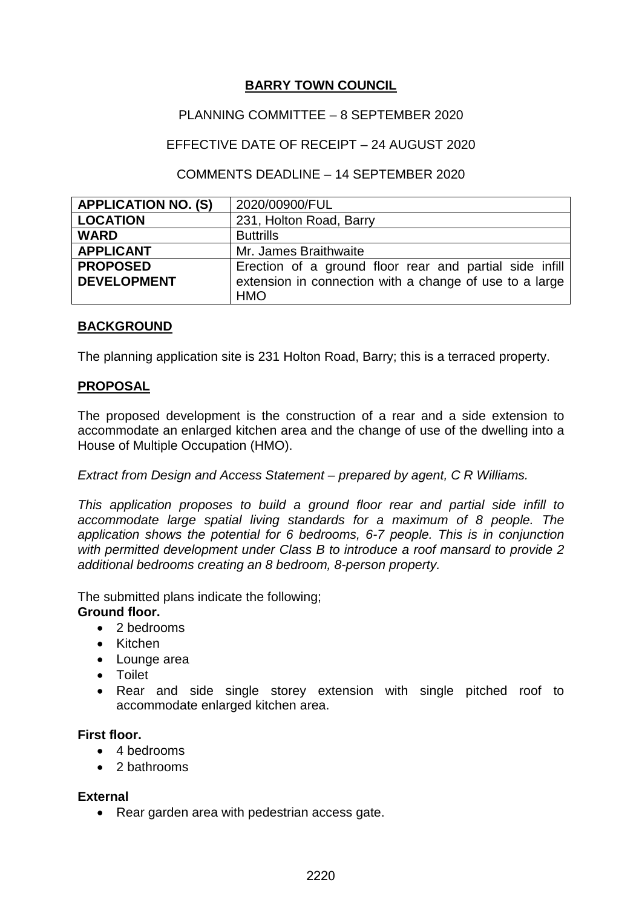**BARRY TOWN COUNCIL**

PLANNING COMMITTEE – 8 SEPTEMBER 2020

EFFECTIVE DATE OF RECEIPT – 24 AUGUST 2020

COMMENTS DEADLINE – 14 SEPTEMBER 2020

| | |
|---|---|
| **APPLICATION NO. (S)** | 2020/00900/FUL |
| **LOCATION** | 231, Holton Road, Barry |
| **WARD** | Buttrills |
| **APPLICANT** | Mr. James Braithwaite |
| **PROPOSED DEVELOPMENT** | Erection of a ground floor rear and partial side infill extension in connection with a change of use to a large HMO |

**BACKGROUND**

The planning application site is 231 Holton Road, Barry; this is a terraced property.

**PROPOSAL**

The proposed development is the construction of a rear and a side extension to accommodate an enlarged kitchen area and the change of use of the dwelling into a House of Multiple Occupation (HMO).

*Extract from Design and Access Statement – prepared by agent, C R Williams.*

*This application proposes to build a ground floor rear and partial side infill to accommodate large spatial living standards for a maximum of 8 people. The application shows the potential for 6 bedrooms, 6-7 people. This is in conjunction with permitted development under Class B to introduce a roof mansard to provide 2 additional bedrooms creating an 8 bedroom, 8-person property.*

The submitted plans indicate the following;

**Ground floor.**

- 2 bedrooms
- Kitchen
- Lounge area
- Toilet
- Rear and side single storey extension with single pitched roof to accommodate enlarged kitchen area.

**First floor.**

- 4 bedrooms
- 2 bathrooms

**External**

- Rear garden area with pedestrian access gate.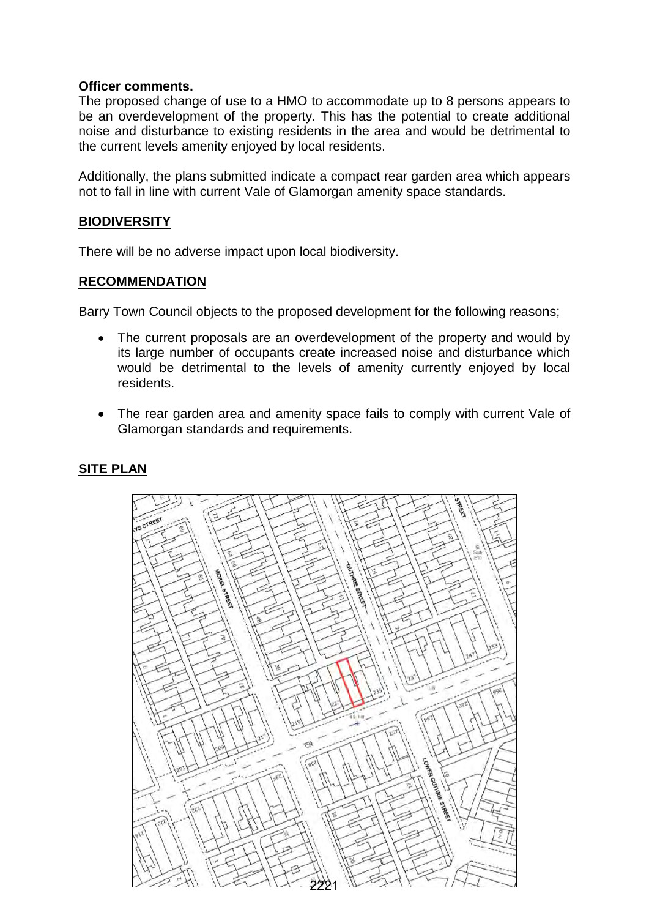**Officer comments.**
The proposed change of use to a HMO to accommodate up to 8 persons appears to be an overdevelopment of the property. This has the potential to create additional noise and disturbance to existing residents in the area and would be detrimental to the current levels amenity enjoyed by local residents.

Additionally, the plans submitted indicate a compact rear garden area which appears not to fall in line with current Vale of Glamorgan amenity space standards.

**BIODIVERSITY**

There will be no adverse impact upon local biodiversity.

**RECOMMENDATION**

Barry Town Council objects to the proposed development for the following reasons;

- The current proposals are an overdevelopment of the property and would by its large number of occupants create increased noise and disturbance which would be detrimental to the levels of amenity currently enjoyed by local residents.
- The rear garden area and amenity space fails to comply with current Vale of Glamorgan standards and requirements.

**SITE PLAN**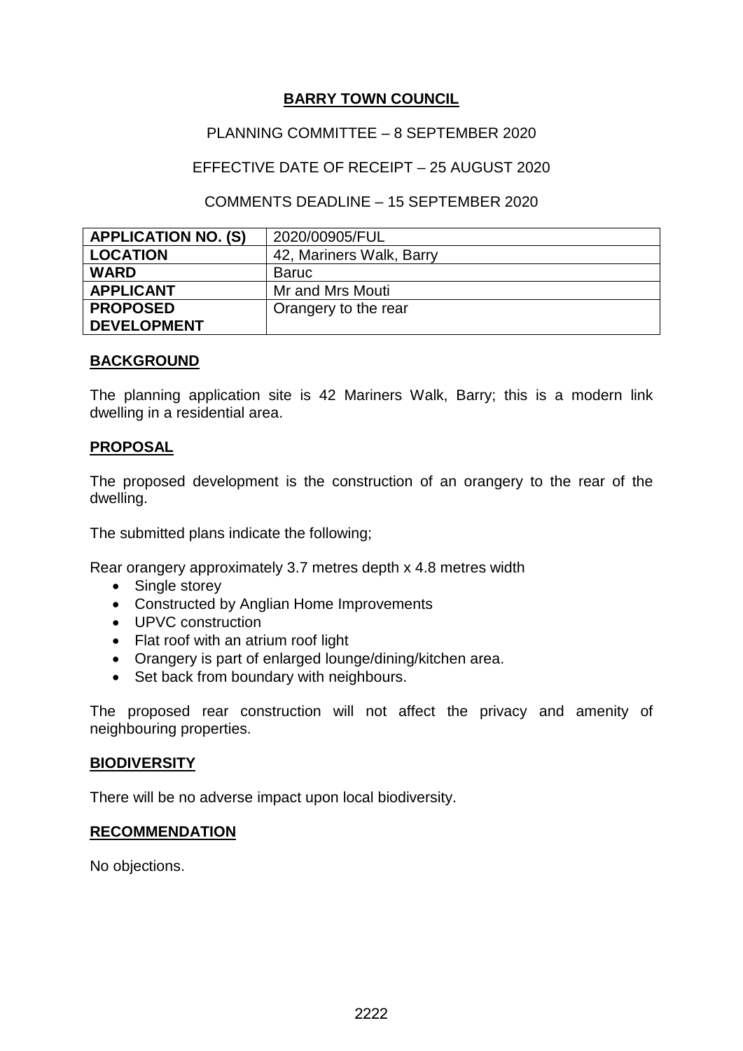**BARRY TOWN COUNCIL**

PLANNING COMMITTEE – 8 SEPTEMBER 2020

EFFECTIVE DATE OF RECEIPT – 25 AUGUST 2020

COMMENTS DEADLINE – 15 SEPTEMBER 2020

| | |
|---|---|
| **APPLICATION NO. (S)** | 2020/00905/FUL |
| **LOCATION** | 42, Mariners Walk, Barry |
| **WARD** | Baruc |
| **APPLICANT** | Mr and Mrs Mouti |
| **PROPOSED DEVELOPMENT** | Orangery to the rear |

**BACKGROUND**

The planning application site is 42 Mariners Walk, Barry; this is a modern link dwelling in a residential area.

**PROPOSAL**

The proposed development is the construction of an orangery to the rear of the dwelling.

The submitted plans indicate the following;

Rear orangery approximately 3.7 metres depth x 4.8 metres width

- Single storey
- Constructed by Anglian Home Improvements
- UPVC construction
- Flat roof with an atrium roof light
- Orangery is part of enlarged lounge/dining/kitchen area.
- Set back from boundary with neighbours.

The proposed rear construction will not affect the privacy and amenity of neighbouring properties.

**BIODIVERSITY**

There will be no adverse impact upon local biodiversity.

**RECOMMENDATION**

No objections.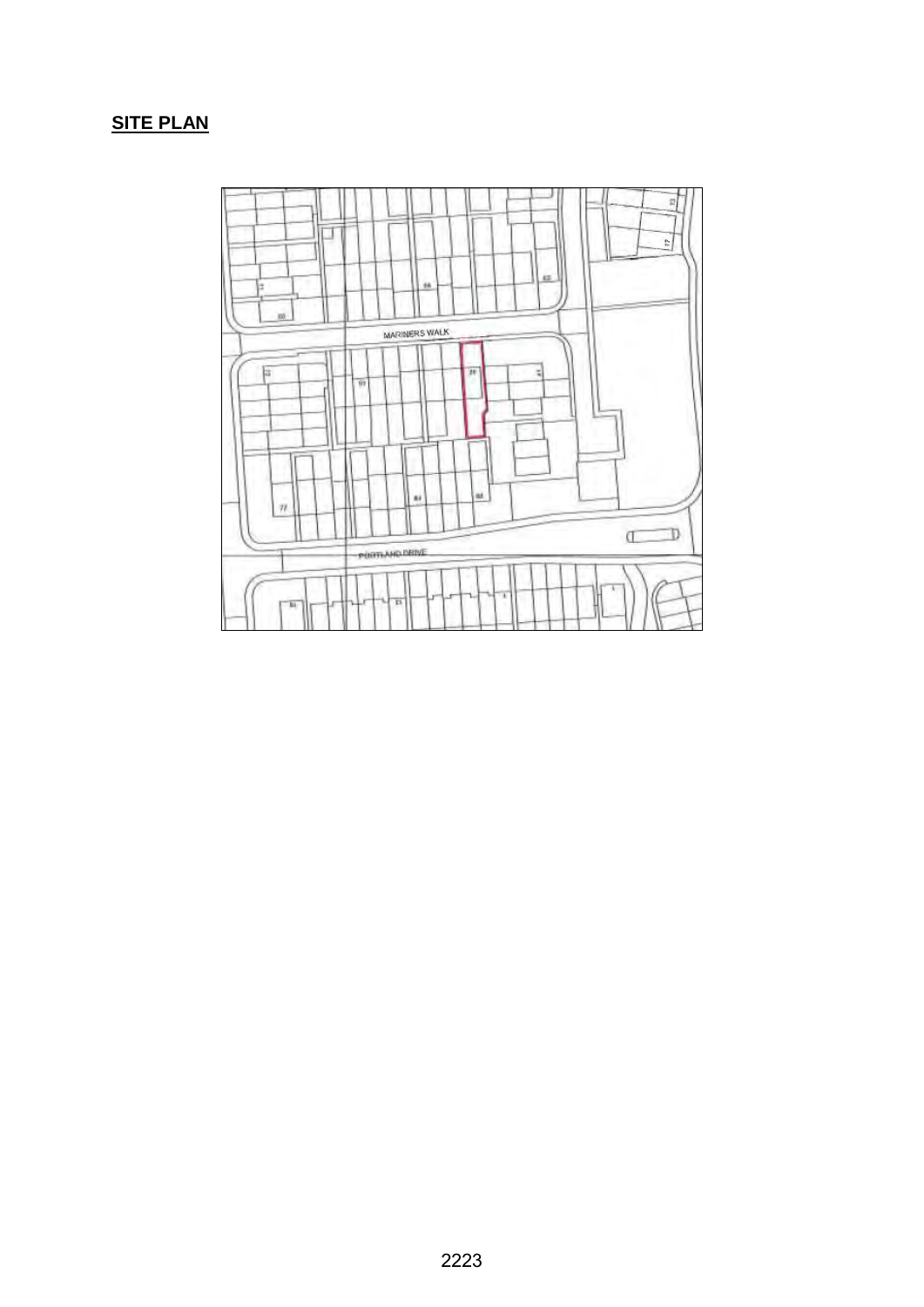## SITE PLAN

MARINERS WALK

PORTLAND DRIVE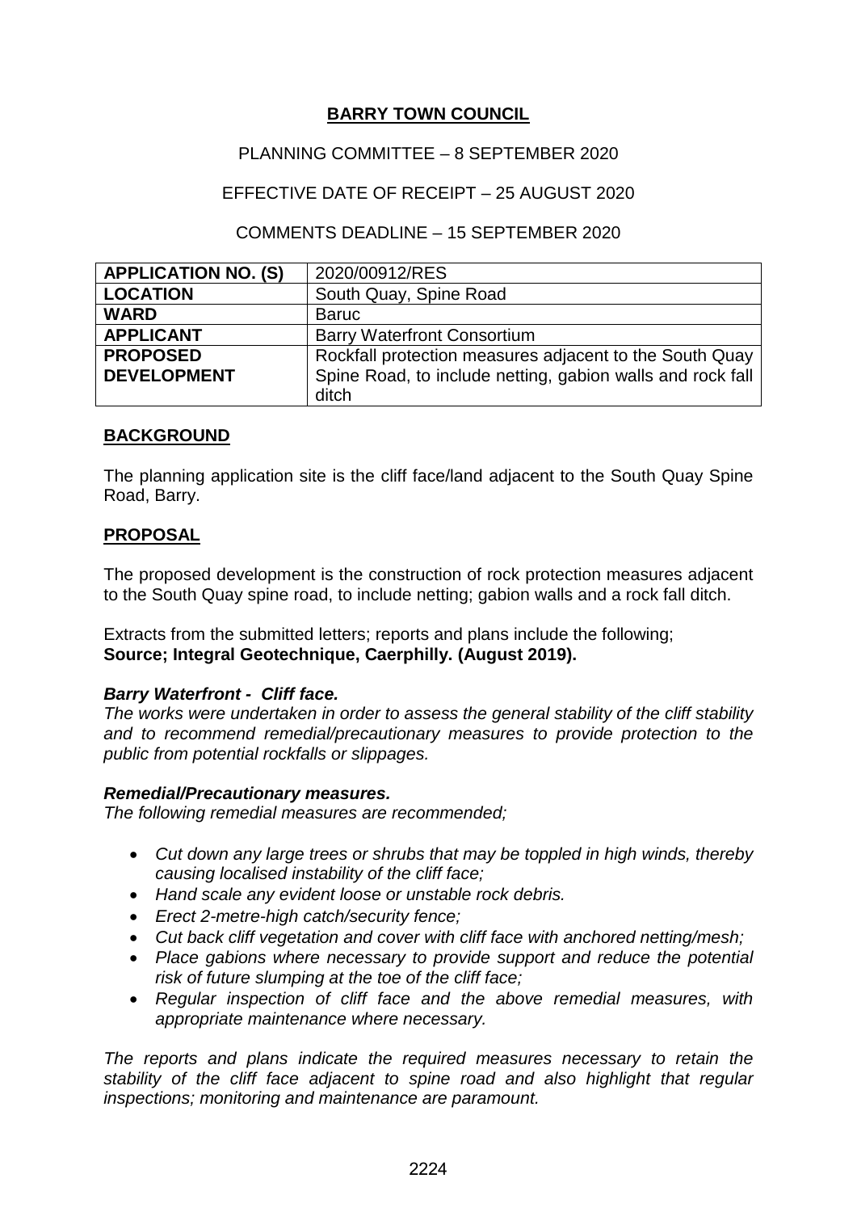**BARRY TOWN COUNCIL**

PLANNING COMMITTEE – 8 SEPTEMBER 2020

EFFECTIVE DATE OF RECEIPT – 25 AUGUST 2020

COMMENTS DEADLINE – 15 SEPTEMBER 2020

| **APPLICATION NO. (S)** | 2020/00912/RES |
|---|---|
| **LOCATION** | South Quay, Spine Road |
| **WARD** | Baruc |
| **APPLICANT** | Barry Waterfront Consortium |
| **PROPOSED DEVELOPMENT** | Rockfall protection measures adjacent to the South Quay Spine Road, to include netting, gabion walls and rock fall ditch |

**BACKGROUND**

The planning application site is the cliff face/land adjacent to the South Quay Spine Road, Barry.

**PROPOSAL**

The proposed development is the construction of rock protection measures adjacent to the South Quay spine road, to include netting; gabion walls and a rock fall ditch.

Extracts from the submitted letters; reports and plans include the following;
**Source; Integral Geotechnique, Caerphilly. (August 2019).**

***Barry Waterfront - Cliff face.***
*The works were undertaken in order to assess the general stability of the cliff stability and to recommend remedial/precautionary measures to provide protection to the public from potential rockfalls or slippages.*

***Remedial/Precautionary measures.***
*The following remedial measures are recommended;*

- *Cut down any large trees or shrubs that may be toppled in high winds, thereby causing localised instability of the cliff face;*
- *Hand scale any evident loose or unstable rock debris.*
- *Erect 2-metre-high catch/security fence;*
- *Cut back cliff vegetation and cover with cliff face with anchored netting/mesh;*
- *Place gabions where necessary to provide support and reduce the potential risk of future slumping at the toe of the cliff face;*
- *Regular inspection of cliff face and the above remedial measures, with appropriate maintenance where necessary.*

*The reports and plans indicate the required measures necessary to retain the stability of the cliff face adjacent to spine road and also highlight that regular inspections; monitoring and maintenance are paramount.*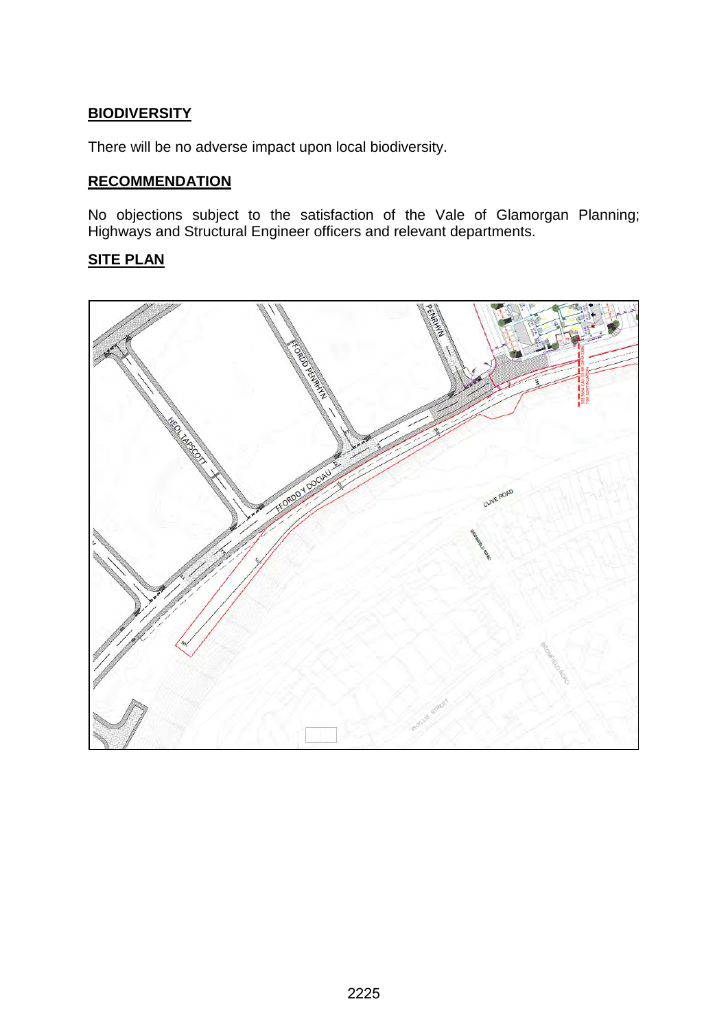## BIODIVERSITY

There will be no adverse impact upon local biodiversity.

## RECOMMENDATION

No objections subject to the satisfaction of the Vale of Glamorgan Planning; Highways and Structural Engineer officers and relevant departments.

## SITE PLAN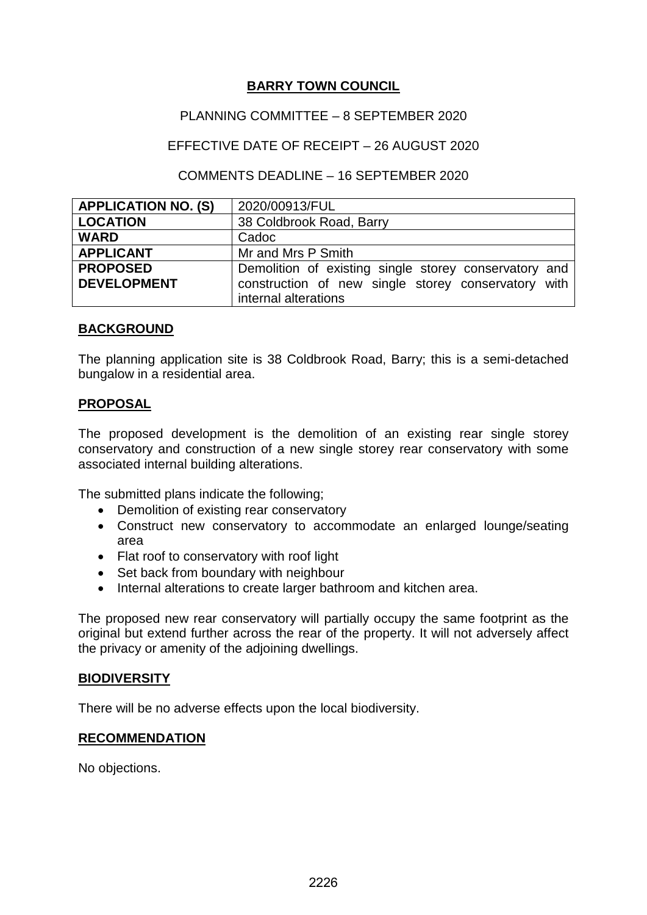**BARRY TOWN COUNCIL**

PLANNING COMMITTEE – 8 SEPTEMBER 2020

EFFECTIVE DATE OF RECEIPT – 26 AUGUST 2020

COMMENTS DEADLINE – 16 SEPTEMBER 2020

| **APPLICATION NO. (S)** | 2020/00913/FUL |
|---|---|
| **LOCATION** | 38 Coldbrook Road, Barry |
| **WARD** | Cadoc |
| **APPLICANT** | Mr and Mrs P Smith |
| **PROPOSED DEVELOPMENT** | Demolition of existing single storey conservatory and construction of new single storey conservatory with internal alterations |

**BACKGROUND**

The planning application site is 38 Coldbrook Road, Barry; this is a semi-detached bungalow in a residential area.

**PROPOSAL**

The proposed development is the demolition of an existing rear single storey conservatory and construction of a new single storey rear conservatory with some associated internal building alterations.

The submitted plans indicate the following;

- Demolition of existing rear conservatory
- Construct new conservatory to accommodate an enlarged lounge/seating area
- Flat roof to conservatory with roof light
- Set back from boundary with neighbour
- Internal alterations to create larger bathroom and kitchen area.

The proposed new rear conservatory will partially occupy the same footprint as the original but extend further across the rear of the property. It will not adversely affect the privacy or amenity of the adjoining dwellings.

**BIODIVERSITY**

There will be no adverse effects upon the local biodiversity.

**RECOMMENDATION**

No objections.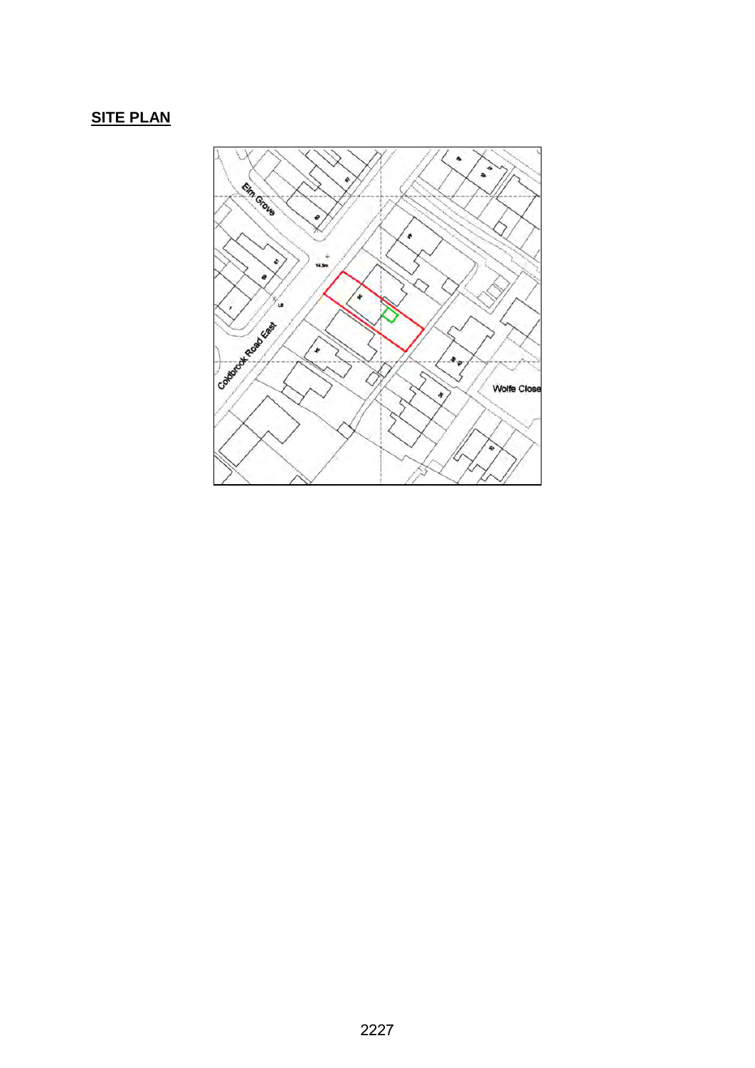## SITE PLAN

Elm Grove

Coldbrook Road East

Wolfe Close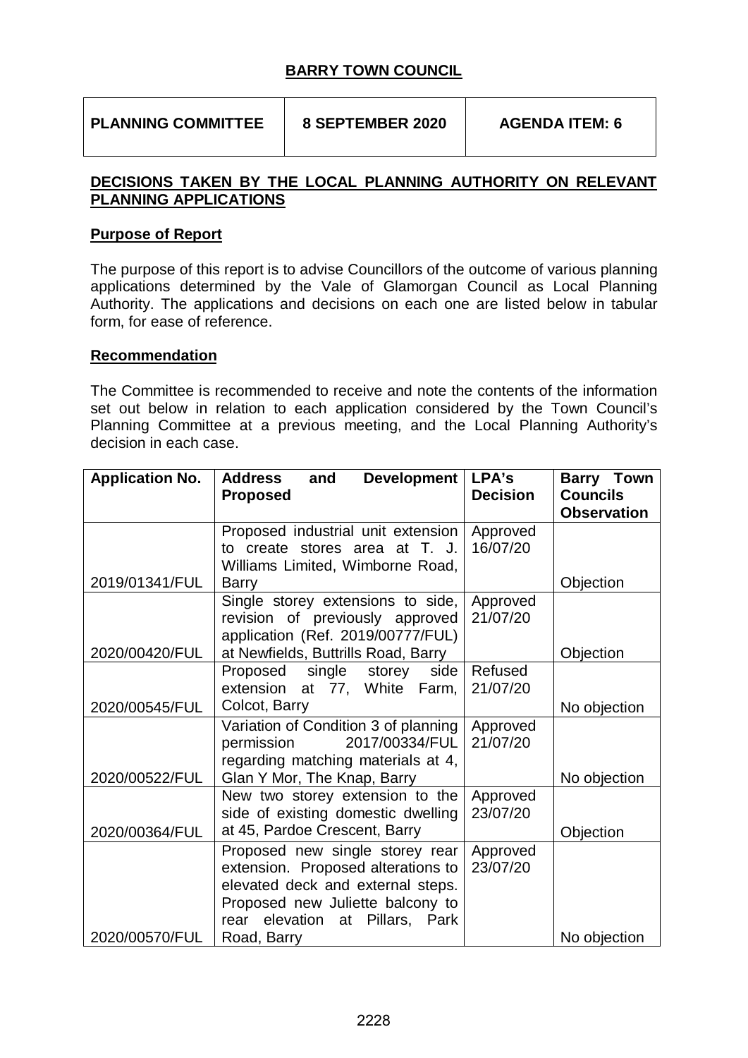# BARRY TOWN COUNCIL

| PLANNING COMMITTEE | 8 SEPTEMBER 2020 | AGENDA ITEM: 6 |
|---|---|---|

## DECISIONS TAKEN BY THE LOCAL PLANNING AUTHORITY ON RELEVANT PLANNING APPLICATIONS

### Purpose of Report

The purpose of this report is to advise Councillors of the outcome of various planning applications determined by the Vale of Glamorgan Council as Local Planning Authority. The applications and decisions on each one are listed below in tabular form, for ease of reference.

### Recommendation

The Committee is recommended to receive and note the contents of the information set out below in relation to each application considered by the Town Council's Planning Committee at a previous meeting, and the Local Planning Authority's decision in each case.

| Application No. | Address and Development Proposed | LPA's Decision | Barry Town Councils Observation |
|---|---|---|---|
| 2019/01341/FUL | Proposed industrial unit extension to create stores area at T. J. Williams Limited, Wimborne Road, Barry | Approved 16/07/20 | Objection |
| 2020/00420/FUL | Single storey extensions to side, revision of previously approved application (Ref. 2019/00777/FUL) at Newfields, Buttrills Road, Barry | Approved 21/07/20 | Objection |
| 2020/00545/FUL | Proposed single storey side extension at 77, White Farm, Colcot, Barry | Refused 21/07/20 | No objection |
| 2020/00522/FUL | Variation of Condition 3 of planning permission 2017/00334/FUL regarding matching materials at 4, Glan Y Mor, The Knap, Barry | Approved 21/07/20 | No objection |
| 2020/00364/FUL | New two storey extension to the side of existing domestic dwelling at 45, Pardoe Crescent, Barry | Approved 23/07/20 | Objection |
| 2020/00570/FUL | Proposed new single storey rear extension. Proposed alterations to elevated deck and external steps. Proposed new Juliette balcony to rear elevation at Pillars, Park Road, Barry | Approved 23/07/20 | No objection |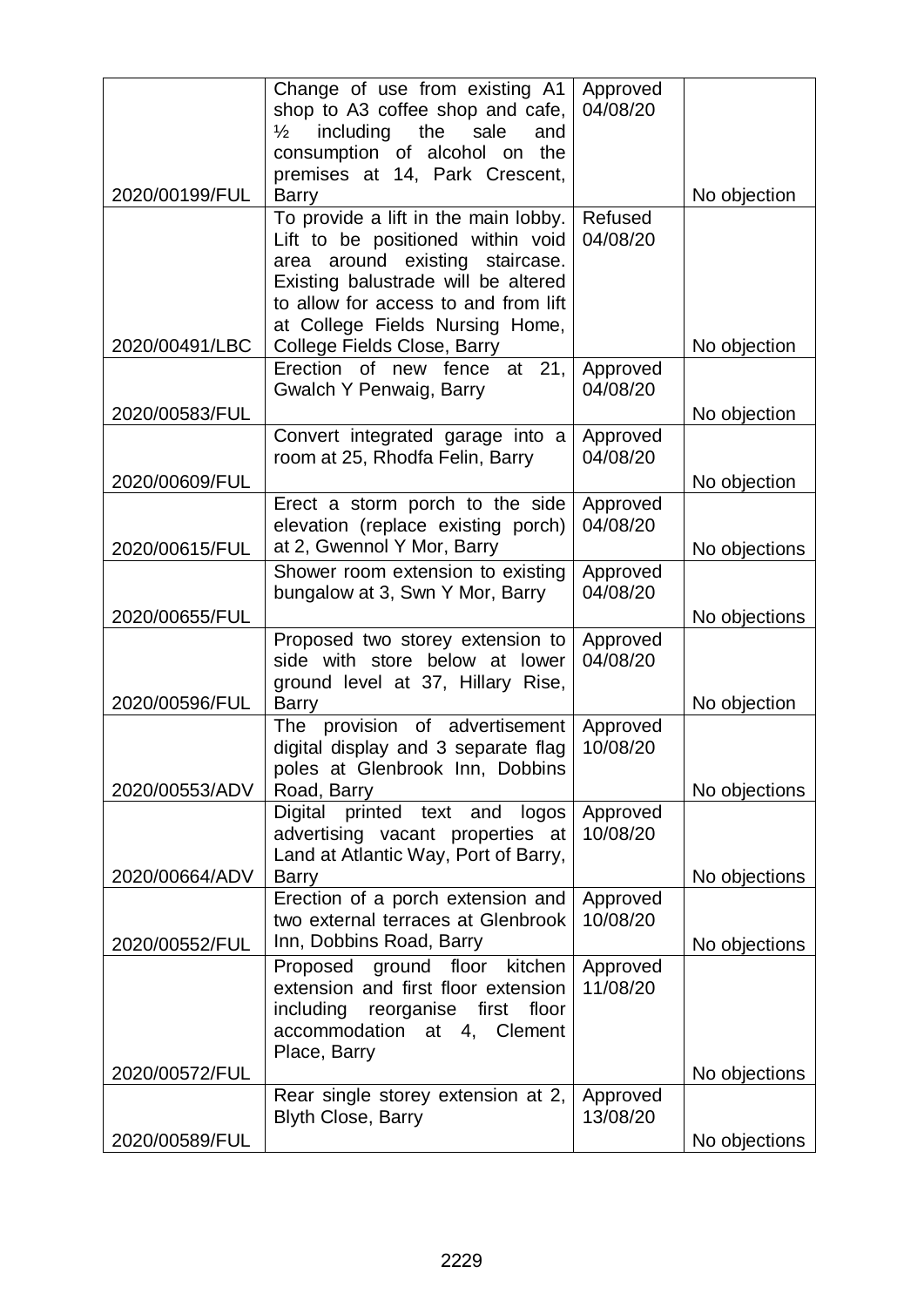| | | | |
|---|---|---|---|
| 2020/00199/FUL | Change of use from existing A1 shop to A3 coffee shop and cafe, ½ including the sale and consumption of alcohol on the premises at 14, Park Crescent, Barry | Approved 04/08/20 | No objection |
| 2020/00491/LBC | To provide a lift in the main lobby. Lift to be positioned within void area around existing staircase. Existing balustrade will be altered to allow for access to and from lift at College Fields Nursing Home, College Fields Close, Barry | Refused 04/08/20 | No objection |
| 2020/00583/FUL | Erection of new fence at 21, Gwalch Y Penwaig, Barry | Approved 04/08/20 | No objection |
| 2020/00609/FUL | Convert integrated garage into a room at 25, Rhodfa Felin, Barry | Approved 04/08/20 | No objection |
| 2020/00615/FUL | Erect a storm porch to the side elevation (replace existing porch) at 2, Gwennol Y Mor, Barry | Approved 04/08/20 | No objections |
| 2020/00655/FUL | Shower room extension to existing bungalow at 3, Swn Y Mor, Barry | Approved 04/08/20 | No objections |
| 2020/00596/FUL | Proposed two storey extension to side with store below at lower ground level at 37, Hillary Rise, Barry | Approved 04/08/20 | No objection |
| 2020/00553/ADV | The provision of advertisement digital display and 3 separate flag poles at Glenbrook Inn, Dobbins Road, Barry | Approved 10/08/20 | No objections |
| 2020/00664/ADV | Digital printed text and logos advertising vacant properties at Land at Atlantic Way, Port of Barry, Barry | Approved 10/08/20 | No objections |
| 2020/00552/FUL | Erection of a porch extension and two external terraces at Glenbrook Inn, Dobbins Road, Barry | Approved 10/08/20 | No objections |
| 2020/00572/FUL | Proposed ground floor kitchen extension and first floor extension including reorganise first floor accommodation at 4, Clement Place, Barry | Approved 11/08/20 | No objections |
| 2020/00589/FUL | Rear single storey extension at 2, Blyth Close, Barry | Approved 13/08/20 | No objections |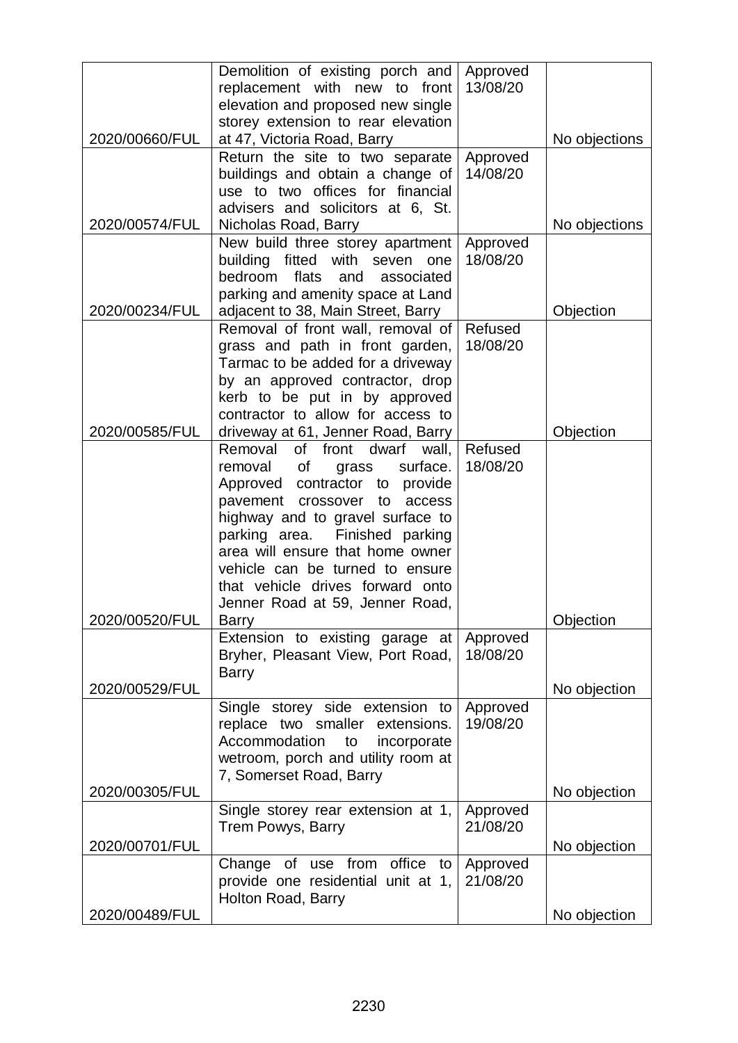| | | | |
|---|---|---|---|
| 2020/00660/FUL | Demolition of existing porch and replacement with new to front elevation and proposed new single storey extension to rear elevation at 47, Victoria Road, Barry | Approved 13/08/20 | No objections |
| 2020/00574/FUL | Return the site to two separate buildings and obtain a change of use to two offices for financial advisers and solicitors at 6, St. Nicholas Road, Barry | Approved 14/08/20 | No objections |
| 2020/00234/FUL | New build three storey apartment building fitted with seven one bedroom flats and associated parking and amenity space at Land adjacent to 38, Main Street, Barry | Approved 18/08/20 | Objection |
| 2020/00585/FUL | Removal of front wall, removal of grass and path in front garden, Tarmac to be added for a driveway by an approved contractor, drop kerb to be put in by approved contractor to allow for access to driveway at 61, Jenner Road, Barry | Refused 18/08/20 | Objection |
| 2020/00520/FUL | Removal of front dwarf wall, removal of grass surface. Approved contractor to provide pavement crossover to access highway and to gravel surface to parking area. Finished parking area will ensure that home owner vehicle can be turned to ensure that vehicle drives forward onto Jenner Road at 59, Jenner Road, Barry | Refused 18/08/20 | Objection |
| 2020/00529/FUL | Extension to existing garage at Bryher, Pleasant View, Port Road, Barry | Approved 18/08/20 | No objection |
| 2020/00305/FUL | Single storey side extension to replace two smaller extensions. Accommodation to incorporate wetroom, porch and utility room at 7, Somerset Road, Barry | Approved 19/08/20 | No objection |
| 2020/00701/FUL | Single storey rear extension at 1, Trem Powys, Barry | Approved 21/08/20 | No objection |
| 2020/00489/FUL | Change of use from office to provide one residential unit at 1, Holton Road, Barry | Approved 21/08/20 | No objection |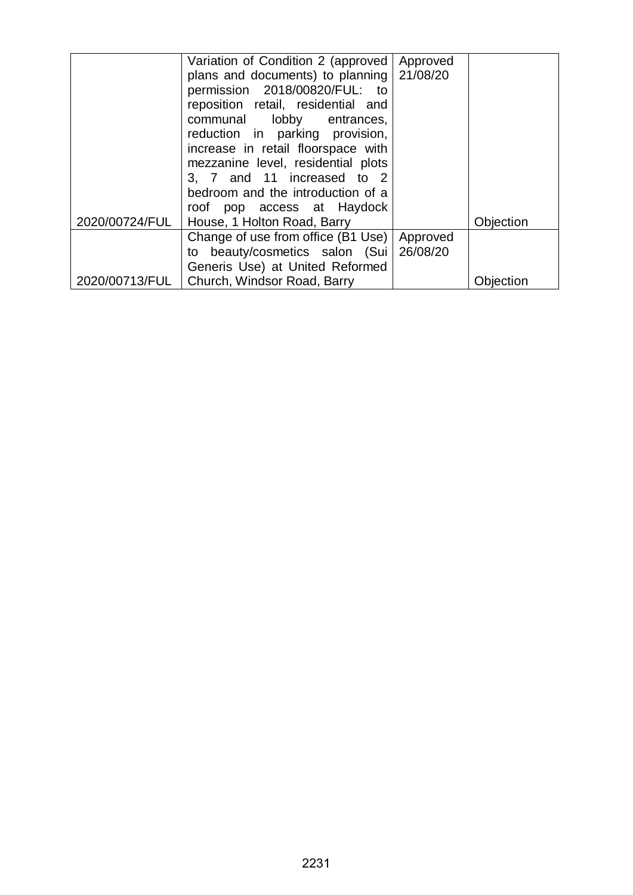| | | | |
|---|---|---|---|
| 2020/00724/FUL | Variation of Condition 2 (approved plans and documents) to planning permission 2018/00820/FUL: to reposition retail, residential and communal lobby entrances, reduction in parking provision, increase in retail floorspace with mezzanine level, residential plots 3, 7 and 11 increased to 2 bedroom and the introduction of a roof pop access at Haydock House, 1 Holton Road, Barry | Approved 21/08/20 | Objection |
| 2020/00713/FUL | Change of use from office (B1 Use) to beauty/cosmetics salon (Sui Generis Use) at United Reformed Church, Windsor Road, Barry | Approved 26/08/20 | Objection |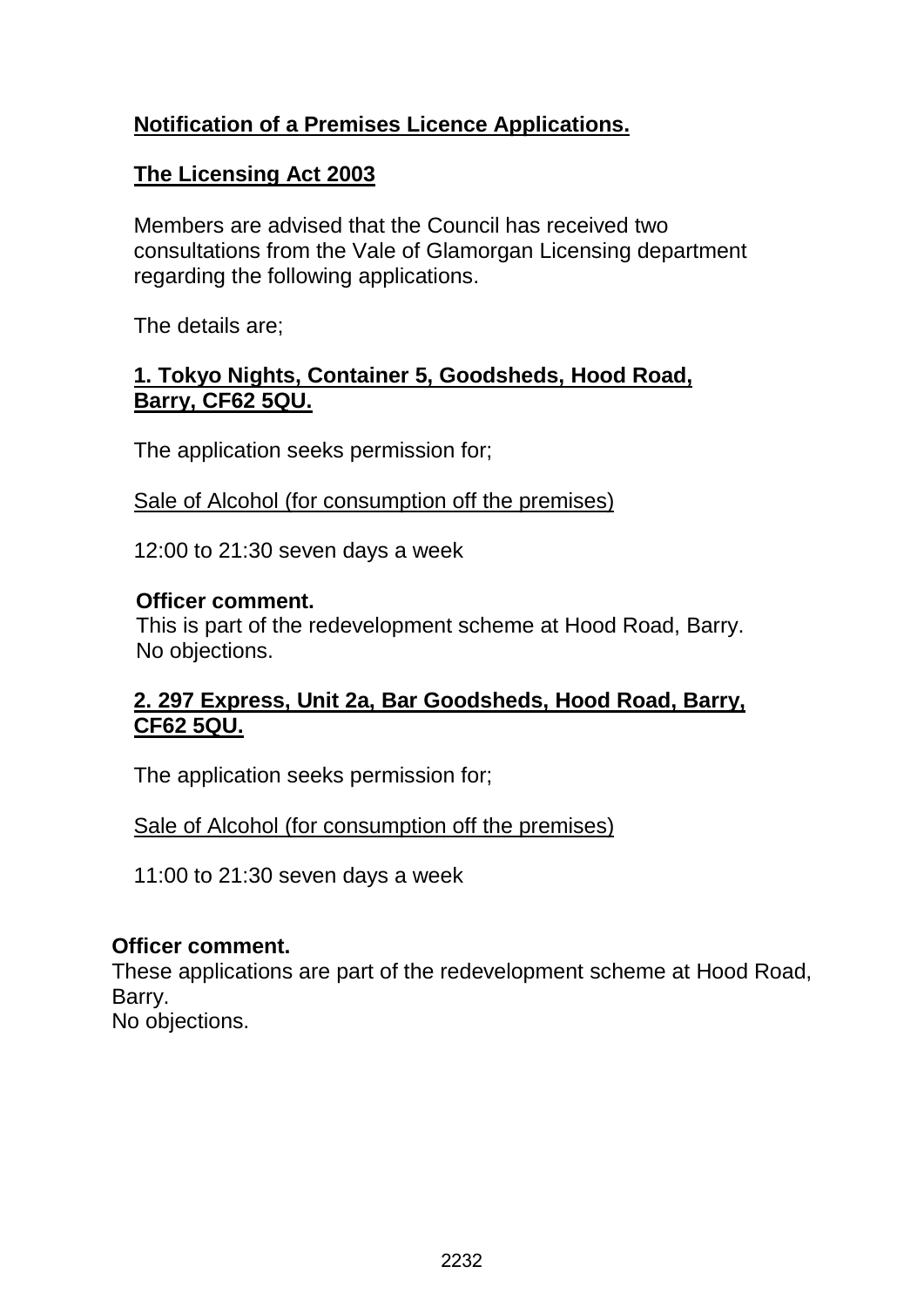**<u>Notification of a Premises Licence Applications.</u>**

**<u>The Licensing Act 2003</u>**

Members are advised that the Council has received two consultations from the Vale of Glamorgan Licensing department regarding the following applications.

The details are;

**<u>1. Tokyo Nights, Container 5, Goodsheds, Hood Road, Barry, CF62 5QU.</u>**

The application seeks permission for;

<u>Sale of Alcohol (for consumption off the premises)</u>

12:00 to 21:30 seven days a week

**Officer comment.**
This is part of the redevelopment scheme at Hood Road, Barry.
No objections.

**<u>2. 297 Express, Unit 2a, Bar Goodsheds, Hood Road, Barry, CF62 5QU.</u>**

The application seeks permission for;

<u>Sale of Alcohol (for consumption off the premises)</u>

11:00 to 21:30 seven days a week

**Officer comment.**
These applications are part of the redevelopment scheme at Hood Road, Barry.
No objections.